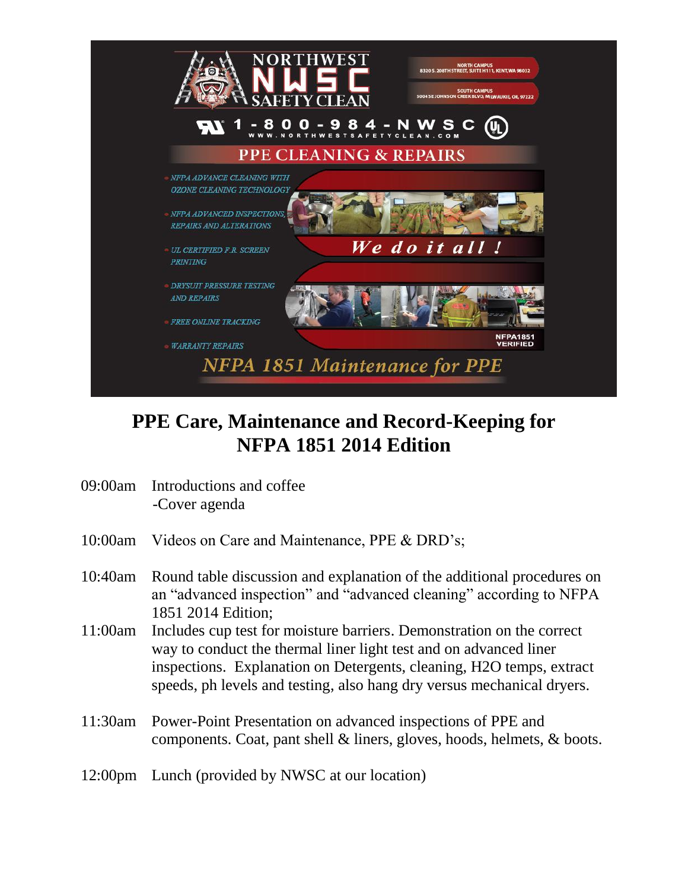NORTHWEST
NWSC
SAFETY CLEAN

NORTH CAMPUS
8320 S. 208TH STREET, SUITE H111, KENT, WA 98032

SOUTH CAMPUS
5004 SE JOHNSON CREEK BLVD, MILWAUKIE, OR, 97222

1-800-984-NWSC
WWW.NORTHWESTSAFETYCLEAN.COM

PPE CLEANING & REPAIRS

- *NFPA ADVANCE CLEANING WITH OZONE CLEANING TECHNOLOGY*
- *NFPA ADVANCED INSPECTIONS, REPAIRS AND ALTERATIONS*
- *UL CERTIFIED F.R. SCREEN PRINTING*
- *DRYSUIT PRESSURE TESTING AND REPAIRS*
- *FREE ONLINE TRACKING*
- *WARRANTY REPAIRS*

*We do it all !*

NFPA1851 VERIFIED

*NFPA 1851 Maintenance for PPE*

# PPE Care, Maintenance and Record-Keeping for NFPA 1851 2014 Edition

| | |
|---|---|
| 09:00am | Introductions and coffee<br>-Cover agenda |
| 10:00am | Videos on Care and Maintenance, PPE & DRD's; |
| 10:40am | Round table discussion and explanation of the additional procedures on an "advanced inspection" and "advanced cleaning" according to NFPA 1851 2014 Edition; |
| 11:00am | Includes cup test for moisture barriers. Demonstration on the correct way to conduct the thermal liner light test and on advanced liner inspections. Explanation on Detergents, cleaning, H2O temps, extract speeds, ph levels and testing, also hang dry versus mechanical dryers. |
| 11:30am | Power-Point Presentation on advanced inspections of PPE and components. Coat, pant shell & liners, gloves, hoods, helmets, & boots. |
| 12:00pm | Lunch (provided by NWSC at our location) |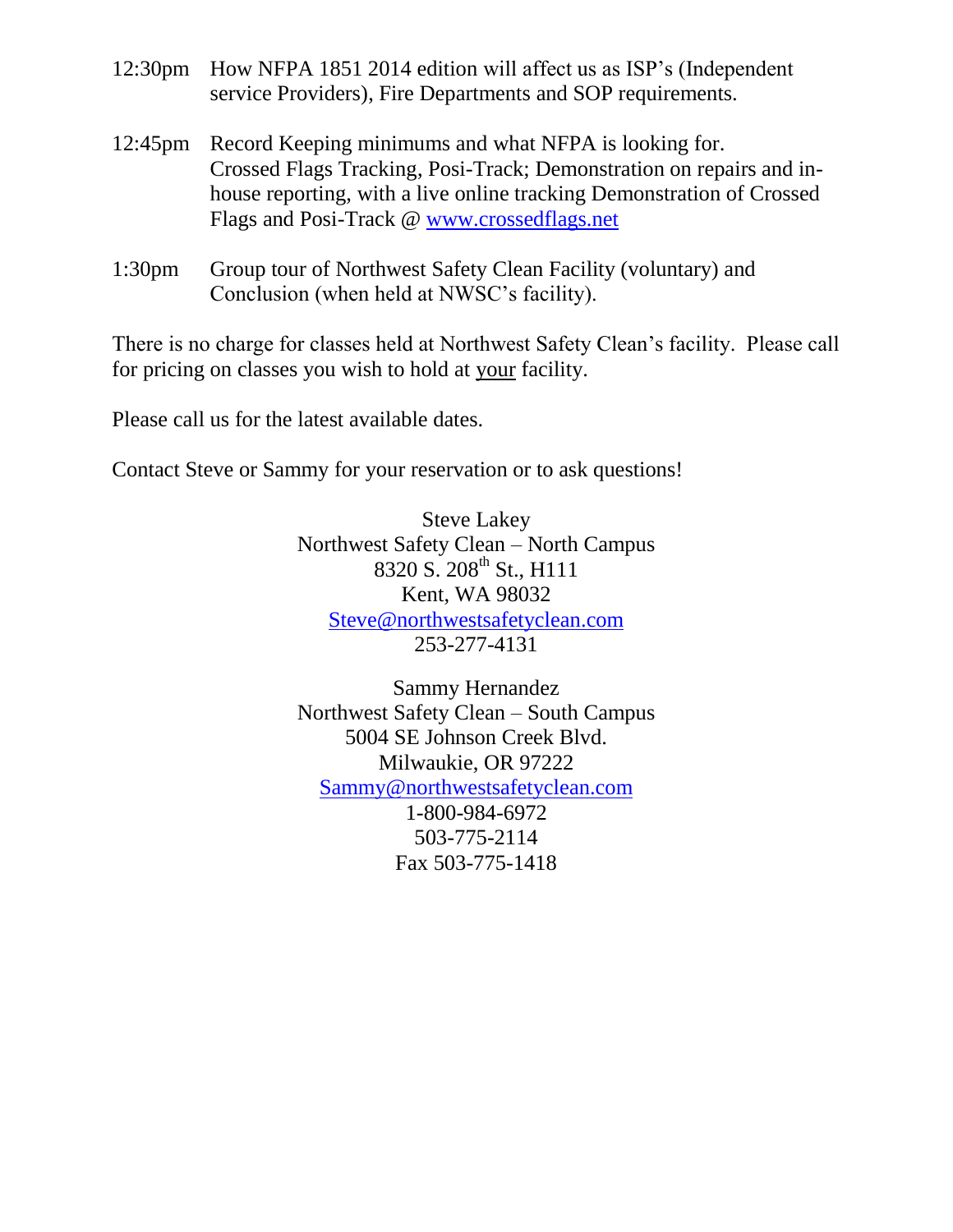12:30pm How NFPA 1851 2014 edition will affect us as ISP's (Independent service Providers), Fire Departments and SOP requirements.

12:45pm Record Keeping minimums and what NFPA is looking for. Crossed Flags Tracking, Posi-Track; Demonstration on repairs and in-house reporting, with a live online tracking Demonstration of Crossed Flags and Posi-Track @ www.crossedflags.net

1:30pm Group tour of Northwest Safety Clean Facility (voluntary) and Conclusion (when held at NWSC's facility).

There is no charge for classes held at Northwest Safety Clean's facility. Please call for pricing on classes you wish to hold at your facility.

Please call us for the latest available dates.

Contact Steve or Sammy for your reservation or to ask questions!

Steve Lakey
Northwest Safety Clean – North Campus
8320 S. 208th St., H111
Kent, WA 98032
Steve@northwestsafetyclean.com
253-277-4131

Sammy Hernandez
Northwest Safety Clean – South Campus
5004 SE Johnson Creek Blvd.
Milwaukie, OR 97222
Sammy@northwestsafetyclean.com
1-800-984-6972
503-775-2114
Fax 503-775-1418